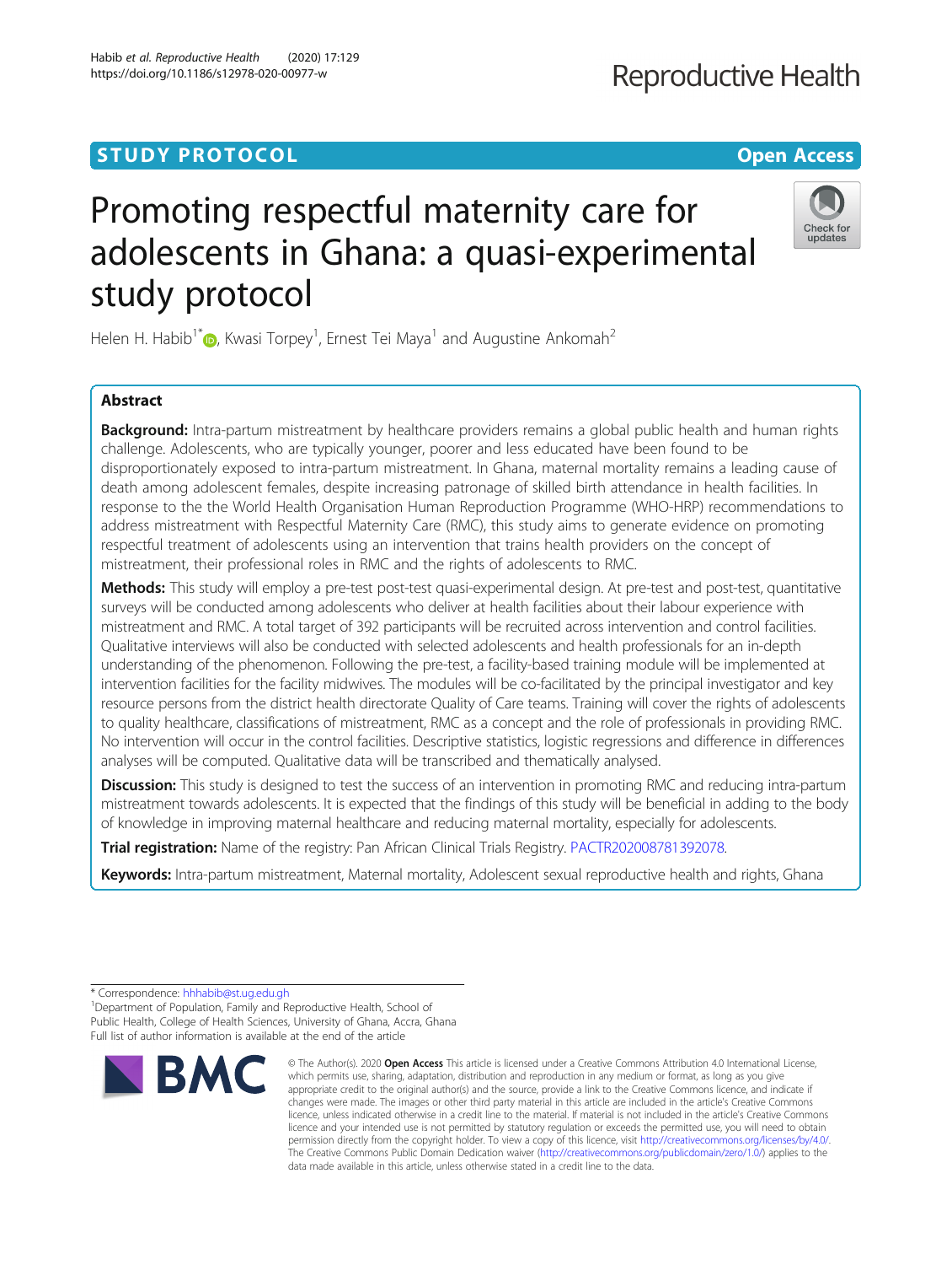STUDY PROTOCOL

Open Access

# Promoting respectful maternity care for adolescents in Ghana: a quasi-experimental study protocol

Helen H. Habib[1*], Kwasi Torpey[1], Ernest Tei Maya[1] and Augustine Ankomah[2]

## Abstract

**Background:** Intra-partum mistreatment by healthcare providers remains a global public health and human rights challenge. Adolescents, who are typically younger, poorer and less educated have been found to be disproportionately exposed to intra-partum mistreatment. In Ghana, maternal mortality remains a leading cause of death among adolescent females, despite increasing patronage of skilled birth attendance in health facilities. In response to the the World Health Organisation Human Reproduction Programme (WHO-HRP) recommendations to address mistreatment with Respectful Maternity Care (RMC), this study aims to generate evidence on promoting respectful treatment of adolescents using an intervention that trains health providers on the concept of mistreatment, their professional roles in RMC and the rights of adolescents to RMC.

**Methods:** This study will employ a pre-test post-test quasi-experimental design. At pre-test and post-test, quantitative surveys will be conducted among adolescents who deliver at health facilities about their labour experience with mistreatment and RMC. A total target of 392 participants will be recruited across intervention and control facilities. Qualitative interviews will also be conducted with selected adolescents and health professionals for an in-depth understanding of the phenomenon. Following the pre-test, a facility-based training module will be implemented at intervention facilities for the facility midwives. The modules will be co-facilitated by the principal investigator and key resource persons from the district health directorate Quality of Care teams. Training will cover the rights of adolescents to quality healthcare, classifications of mistreatment, RMC as a concept and the role of professionals in providing RMC. No intervention will occur in the control facilities. Descriptive statistics, logistic regressions and difference in differences analyses will be computed. Qualitative data will be transcribed and thematically analysed.

**Discussion:** This study is designed to test the success of an intervention in promoting RMC and reducing intra-partum mistreatment towards adolescents. It is expected that the findings of this study will be beneficial in adding to the body of knowledge in improving maternal healthcare and reducing maternal mortality, especially for adolescents.

**Trial registration:** Name of the registry: Pan African Clinical Trials Registry. PACTR202008781392078.

**Keywords:** Intra-partum mistreatment, Maternal mortality, Adolescent sexual reproductive health and rights, Ghana

---

* Correspondence: hhhabib@st.ug.edu.gh

[1]Department of Population, Family and Reproductive Health, School of Public Health, College of Health Sciences, University of Ghana, Accra, Ghana

Full list of author information is available at the end of the article

© The Author(s). 2020 **Open Access** This article is licensed under a Creative Commons Attribution 4.0 International License, which permits use, sharing, adaptation, distribution and reproduction in any medium or format, as long as you give appropriate credit to the original author(s) and the source, provide a link to the Creative Commons licence, and indicate if changes were made. The images or other third party material in this article are included in the article's Creative Commons licence, unless indicated otherwise in a credit line to the material. If material is not included in the article's Creative Commons licence and your intended use is not permitted by statutory regulation or exceeds the permitted use, you will need to obtain permission directly from the copyright holder. To view a copy of this licence, visit http://creativecommons.org/licenses/by/4.0/. The Creative Commons Public Domain Dedication waiver (http://creativecommons.org/publicdomain/zero/1.0/) applies to the data made available in this article, unless otherwise stated in a credit line to the data.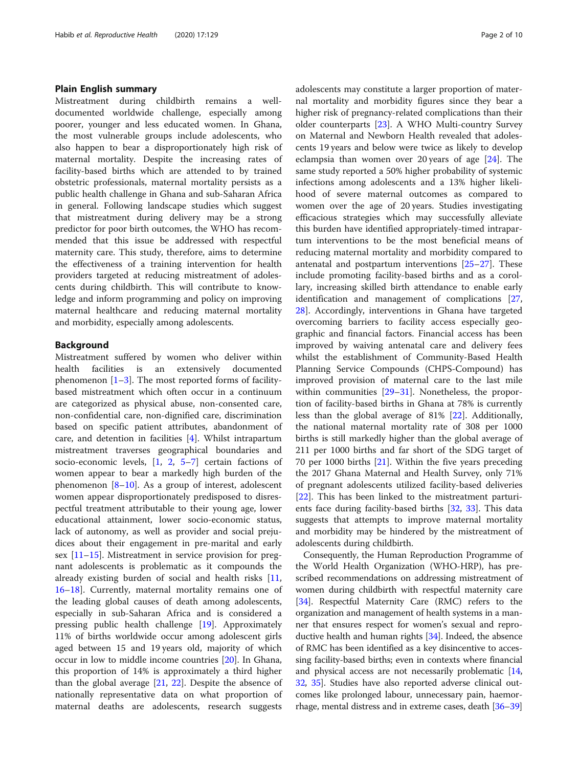## Plain English summary

Mistreatment during childbirth remains a well-documented worldwide challenge, especially among poorer, younger and less educated women. In Ghana, the most vulnerable groups include adolescents, who also happen to bear a disproportionately high risk of maternal mortality. Despite the increasing rates of facility-based births which are attended to by trained obstetric professionals, maternal mortality persists as a public health challenge in Ghana and sub-Saharan Africa in general. Following landscape studies which suggest that mistreatment during delivery may be a strong predictor for poor birth outcomes, the WHO has recommended that this issue be addressed with respectful maternity care. This study, therefore, aims to determine the effectiveness of a training intervention for health providers targeted at reducing mistreatment of adolescents during childbirth. This will contribute to knowledge and inform programming and policy on improving maternal healthcare and reducing maternal mortality and morbidity, especially among adolescents.

## Background

Mistreatment suffered by women who deliver within health facilities is an extensively documented phenomenon [1–3]. The most reported forms of facility-based mistreatment which often occur in a continuum are categorized as physical abuse, non-consented care, non-confidential care, non-dignified care, discrimination based on specific patient attributes, abandonment of care, and detention in facilities [4]. Whilst intrapartum mistreatment traverses geographical boundaries and socio-economic levels, [1, 2, 5–7] certain factions of women appear to bear a markedly high burden of the phenomenon [8–10]. As a group of interest, adolescent women appear disproportionately predisposed to disrespectful treatment attributable to their young age, lower educational attainment, lower socio-economic status, lack of autonomy, as well as provider and social prejudices about their engagement in pre-marital and early sex [11–15]. Mistreatment in service provision for pregnant adolescents is problematic as it compounds the already existing burden of social and health risks [11, 16–18]. Currently, maternal mortality remains one of the leading global causes of death among adolescents, especially in sub-Saharan Africa and is considered a pressing public health challenge [19]. Approximately 11% of births worldwide occur among adolescent girls aged between 15 and 19 years old, majority of which occur in low to middle income countries [20]. In Ghana, this proportion of 14% is approximately a third higher than the global average [21, 22]. Despite the absence of nationally representative data on what proportion of maternal deaths are adolescents, research suggests adolescents may constitute a larger proportion of maternal mortality and morbidity figures since they bear a higher risk of pregnancy-related complications than their older counterparts [23]. A WHO Multi-country Survey on Maternal and Newborn Health revealed that adolescents 19 years and below were twice as likely to develop eclampsia than women over 20 years of age [24]. The same study reported a 50% higher probability of systemic infections among adolescents and a 13% higher likelihood of severe maternal outcomes as compared to women over the age of 20 years. Studies investigating efficacious strategies which may successfully alleviate this burden have identified appropriately-timed intrapartum interventions to be the most beneficial means of reducing maternal mortality and morbidity compared to antenatal and postpartum interventions [25–27]. These include promoting facility-based births and as a corollary, increasing skilled birth attendance to enable early identification and management of complications [27, 28]. Accordingly, interventions in Ghana have targeted overcoming barriers to facility access especially geographic and financial factors. Financial access has been improved by waiving antenatal care and delivery fees whilst the establishment of Community-Based Health Planning Service Compounds (CHPS-Compound) has improved provision of maternal care to the last mile within communities [29–31]. Nonetheless, the proportion of facility-based births in Ghana at 78% is currently less than the global average of 81% [22]. Additionally, the national maternal mortality rate of 308 per 1000 births is still markedly higher than the global average of 211 per 1000 births and far short of the SDG target of 70 per 1000 births [21]. Within the five years preceding the 2017 Ghana Maternal and Health Survey, only 71% of pregnant adolescents utilized facility-based deliveries [22]. This has been linked to the mistreatment parturients face during facility-based births [32, 33]. This data suggests that attempts to improve maternal mortality and morbidity may be hindered by the mistreatment of adolescents during childbirth.

Consequently, the Human Reproduction Programme of the World Health Organization (WHO-HRP), has prescribed recommendations on addressing mistreatment of women during childbirth with respectful maternity care [34]. Respectful Maternity Care (RMC) refers to the organization and management of health systems in a manner that ensures respect for women's sexual and reproductive health and human rights [34]. Indeed, the absence of RMC has been identified as a key disincentive to accessing facility-based births; even in contexts where financial and physical access are not necessarily problematic [14, 32, 35]. Studies have also reported adverse clinical outcomes like prolonged labour, unnecessary pain, haemorrhage, mental distress and in extreme cases, death [36–39]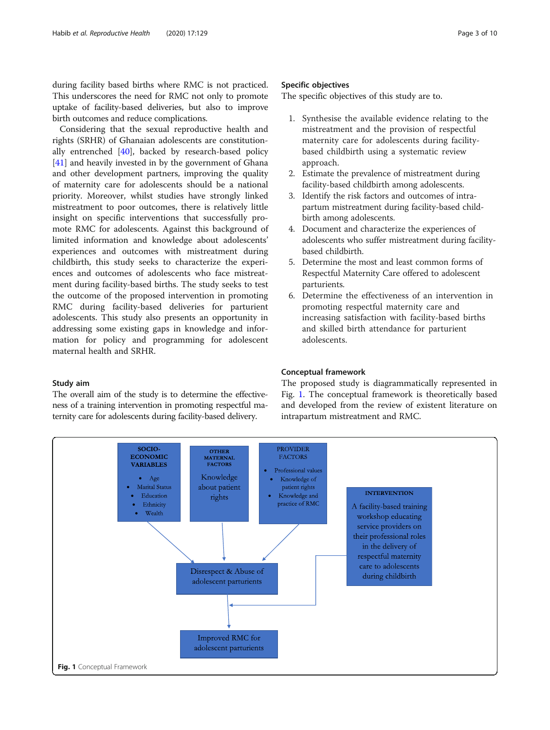during facility based births where RMC is not practiced. This underscores the need for RMC not only to promote uptake of facility-based deliveries, but also to improve birth outcomes and reduce complications.

Considering that the sexual reproductive health and rights (SRHR) of Ghanaian adolescents are constitutionally entrenched [40], backed by research-based policy [41] and heavily invested in by the government of Ghana and other development partners, improving the quality of maternity care for adolescents should be a national priority. Moreover, whilst studies have strongly linked mistreatment to poor outcomes, there is relatively little insight on specific interventions that successfully promote RMC for adolescents. Against this background of limited information and knowledge about adolescents' experiences and outcomes with mistreatment during childbirth, this study seeks to characterize the experiences and outcomes of adolescents who face mistreatment during facility-based births. The study seeks to test the outcome of the proposed intervention in promoting RMC during facility-based deliveries for parturient adolescents. This study also presents an opportunity in addressing some existing gaps in knowledge and information for policy and programming for adolescent maternal health and SRHR.

## Study aim

The overall aim of the study is to determine the effectiveness of a training intervention in promoting respectful maternity care for adolescents during facility-based delivery.

## Specific objectives

The specific objectives of this study are to.

1. Synthesise the available evidence relating to the mistreatment and the provision of respectful maternity care for adolescents during facility-based childbirth using a systematic review approach.
2. Estimate the prevalence of mistreatment during facility-based childbirth among adolescents.
3. Identify the risk factors and outcomes of intrapartum mistreatment during facility-based childbirth among adolescents.
4. Document and characterize the experiences of adolescents who suffer mistreatment during facility-based childbirth.
5. Determine the most and least common forms of Respectful Maternity Care offered to adolescent parturients.
6. Determine the effectiveness of an intervention in promoting respectful maternity care and increasing satisfaction with facility-based births and skilled birth attendance for parturient adolescents.

## Conceptual framework

The proposed study is diagrammatically represented in Fig. 1. The conceptual framework is theoretically based and developed from the review of existent literature on intrapartum mistreatment and RMC.

**SOCIO-ECONOMIC VARIABLES**
- Age
- Marital Status
- Education
- Ethnicity
- Wealth

**OTHER MATERNAL FACTORS**
Knowledge about patient rights

**PROVIDER FACTORS**
- Professional values
- Knowledge of patient rights
- Knowledge and practice of RMC

**INTERVENTION**
A facility-based training workshop educating service providers on their professional roles in the delivery of respectful maternity care to adolescents during childbirth

Disrespect & Abuse of adolescent parturients

Improved RMC for adolescent parturients

**Fig. 1** Conceptual Framework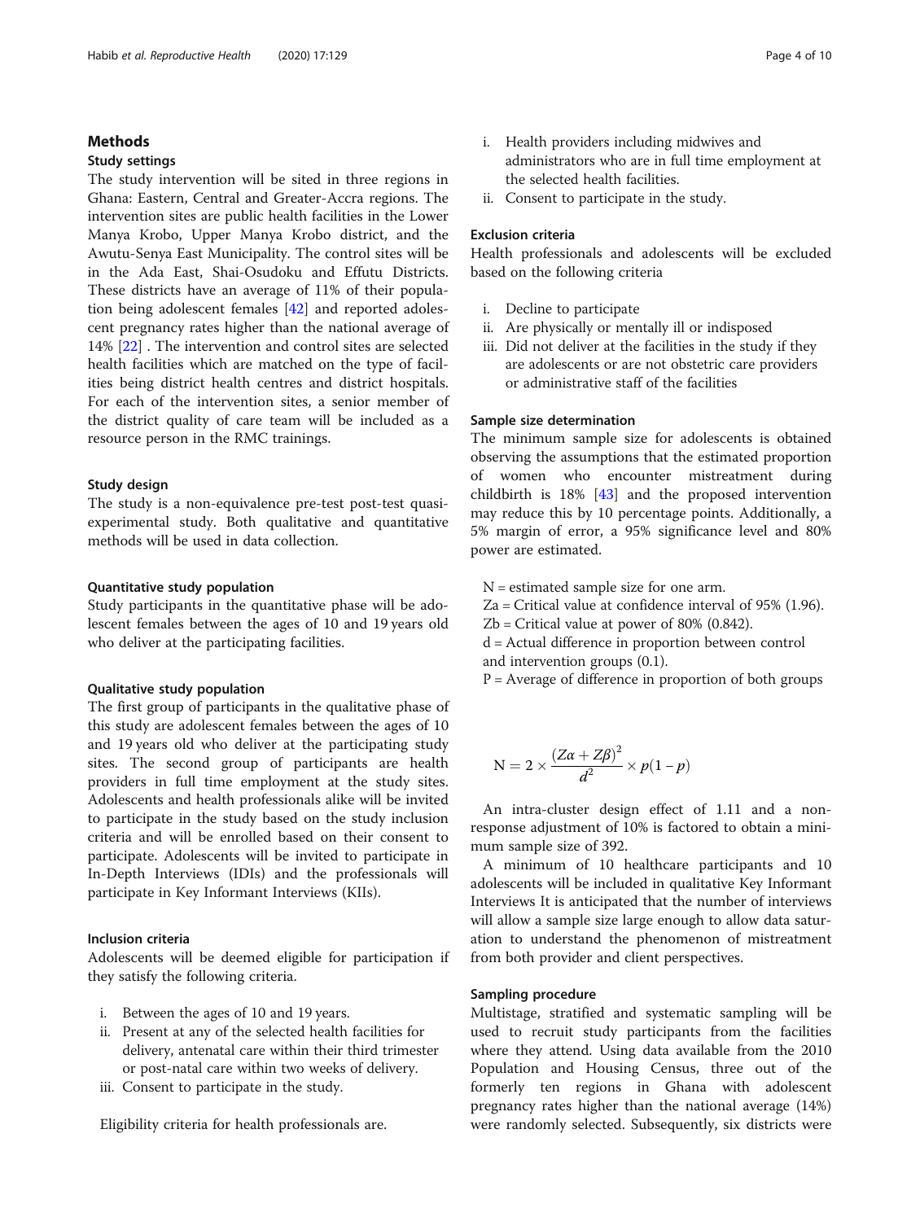## Methods

### Study settings

The study intervention will be sited in three regions in Ghana: Eastern, Central and Greater-Accra regions. The intervention sites are public health facilities in the Lower Manya Krobo, Upper Manya Krobo district, and the Awutu-Senya East Municipality. The control sites will be in the Ada East, Shai-Osudoku and Effutu Districts. These districts have an average of 11% of their population being adolescent females [42] and reported adolescent pregnancy rates higher than the national average of 14% [22] . The intervention and control sites are selected health facilities which are matched on the type of facilities being district health centres and district hospitals. For each of the intervention sites, a senior member of the district quality of care team will be included as a resource person in the RMC trainings.

### Study design

The study is a non-equivalence pre-test post-test quasi-experimental study. Both qualitative and quantitative methods will be used in data collection.

### Quantitative study population

Study participants in the quantitative phase will be adolescent females between the ages of 10 and 19 years old who deliver at the participating facilities.

### Qualitative study population

The first group of participants in the qualitative phase of this study are adolescent females between the ages of 10 and 19 years old who deliver at the participating study sites. The second group of participants are health providers in full time employment at the study sites. Adolescents and health professionals alike will be invited to participate in the study based on the study inclusion criteria and will be enrolled based on their consent to participate. Adolescents will be invited to participate in In-Depth Interviews (IDIs) and the professionals will participate in Key Informant Interviews (KIIs).

### Inclusion criteria

Adolescents will be deemed eligible for participation if they satisfy the following criteria.

i. Between the ages of 10 and 19 years.
ii. Present at any of the selected health facilities for delivery, antenatal care within their third trimester or post-natal care within two weeks of delivery.
iii. Consent to participate in the study.

Eligibility criteria for health professionals are.

i. Health providers including midwives and administrators who are in full time employment at the selected health facilities.
ii. Consent to participate in the study.

### Exclusion criteria

Health professionals and adolescents will be excluded based on the following criteria

i. Decline to participate
ii. Are physically or mentally ill or indisposed
iii. Did not deliver at the facilities in the study if they are adolescents or are not obstetric care providers or administrative staff of the facilities

### Sample size determination

The minimum sample size for adolescents is obtained observing the assumptions that the estimated proportion of women who encounter mistreatment during childbirth is 18% [43] and the proposed intervention may reduce this by 10 percentage points. Additionally, a 5% margin of error, a 95% significance level and 80% power are estimated.

N = estimated sample size for one arm.
Za = Critical value at confidence interval of 95% (1.96).
Zb = Critical value at power of 80% (0.842).
d = Actual difference in proportion between control and intervention groups (0.1).
P = Average of difference in proportion of both groups

$$N = 2 \times \frac{(Z\alpha + Z\beta)^2}{d^2} \times p(1-p)$$

An intra-cluster design effect of 1.11 and a non-response adjustment of 10% is factored to obtain a minimum sample size of 392.

A minimum of 10 healthcare participants and 10 adolescents will be included in qualitative Key Informant Interviews It is anticipated that the number of interviews will allow a sample size large enough to allow data saturation to understand the phenomenon of mistreatment from both provider and client perspectives.

### Sampling procedure

Multistage, stratified and systematic sampling will be used to recruit study participants from the facilities where they attend. Using data available from the 2010 Population and Housing Census, three out of the formerly ten regions in Ghana with adolescent pregnancy rates higher than the national average (14%) were randomly selected. Subsequently, six districts were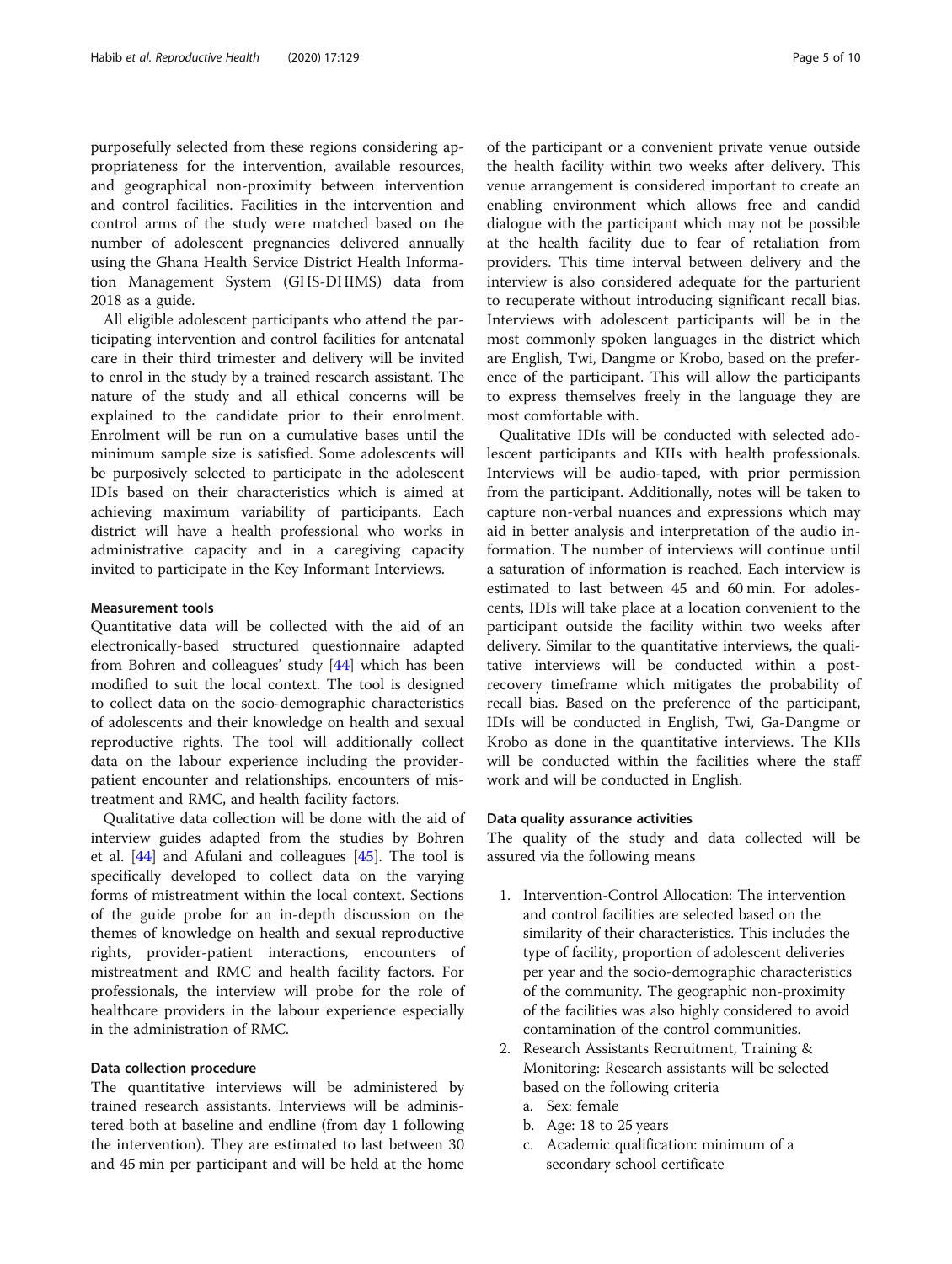purposefully selected from these regions considering appropriateness for the intervention, available resources, and geographical non-proximity between intervention and control facilities. Facilities in the intervention and control arms of the study were matched based on the number of adolescent pregnancies delivered annually using the Ghana Health Service District Health Information Management System (GHS-DHIMS) data from 2018 as a guide.

All eligible adolescent participants who attend the participating intervention and control facilities for antenatal care in their third trimester and delivery will be invited to enrol in the study by a trained research assistant. The nature of the study and all ethical concerns will be explained to the candidate prior to their enrolment. Enrolment will be run on a cumulative bases until the minimum sample size is satisfied. Some adolescents will be purposively selected to participate in the adolescent IDIs based on their characteristics which is aimed at achieving maximum variability of participants. Each district will have a health professional who works in administrative capacity and in a caregiving capacity invited to participate in the Key Informant Interviews.

### Measurement tools

Quantitative data will be collected with the aid of an electronically-based structured questionnaire adapted from Bohren and colleagues' study [44] which has been modified to suit the local context. The tool is designed to collect data on the socio-demographic characteristics of adolescents and their knowledge on health and sexual reproductive rights. The tool will additionally collect data on the labour experience including the provider-patient encounter and relationships, encounters of mistreatment and RMC, and health facility factors.

Qualitative data collection will be done with the aid of interview guides adapted from the studies by Bohren et al. [44] and Afulani and colleagues [45]. The tool is specifically developed to collect data on the varying forms of mistreatment within the local context. Sections of the guide probe for an in-depth discussion on the themes of knowledge on health and sexual reproductive rights, provider-patient interactions, encounters of mistreatment and RMC and health facility factors. For professionals, the interview will probe for the role of healthcare providers in the labour experience especially in the administration of RMC.

### Data collection procedure

The quantitative interviews will be administered by trained research assistants. Interviews will be administered both at baseline and endline (from day 1 following the intervention). They are estimated to last between 30 and 45 min per participant and will be held at the home of the participant or a convenient private venue outside the health facility within two weeks after delivery. This venue arrangement is considered important to create an enabling environment which allows free and candid dialogue with the participant which may not be possible at the health facility due to fear of retaliation from providers. This time interval between delivery and the interview is also considered adequate for the parturient to recuperate without introducing significant recall bias. Interviews with adolescent participants will be in the most commonly spoken languages in the district which are English, Twi, Dangme or Krobo, based on the preference of the participant. This will allow the participants to express themselves freely in the language they are most comfortable with.

Qualitative IDIs will be conducted with selected adolescent participants and KIIs with health professionals. Interviews will be audio-taped, with prior permission from the participant. Additionally, notes will be taken to capture non-verbal nuances and expressions which may aid in better analysis and interpretation of the audio information. The number of interviews will continue until a saturation of information is reached. Each interview is estimated to last between 45 and 60 min. For adolescents, IDIs will take place at a location convenient to the participant outside the facility within two weeks after delivery. Similar to the quantitative interviews, the qualitative interviews will be conducted within a post-recovery timeframe which mitigates the probability of recall bias. Based on the preference of the participant, IDIs will be conducted in English, Twi, Ga-Dangme or Krobo as done in the quantitative interviews. The KIIs will be conducted within the facilities where the staff work and will be conducted in English.

### Data quality assurance activities

The quality of the study and data collected will be assured via the following means

1. Intervention-Control Allocation: The intervention and control facilities are selected based on the similarity of their characteristics. This includes the type of facility, proportion of adolescent deliveries per year and the socio-demographic characteristics of the community. The geographic non-proximity of the facilities was also highly considered to avoid contamination of the control communities.
2. Research Assistants Recruitment, Training & Monitoring: Research assistants will be selected based on the following criteria
   a. Sex: female
   b. Age: 18 to 25 years
   c. Academic qualification: minimum of a secondary school certificate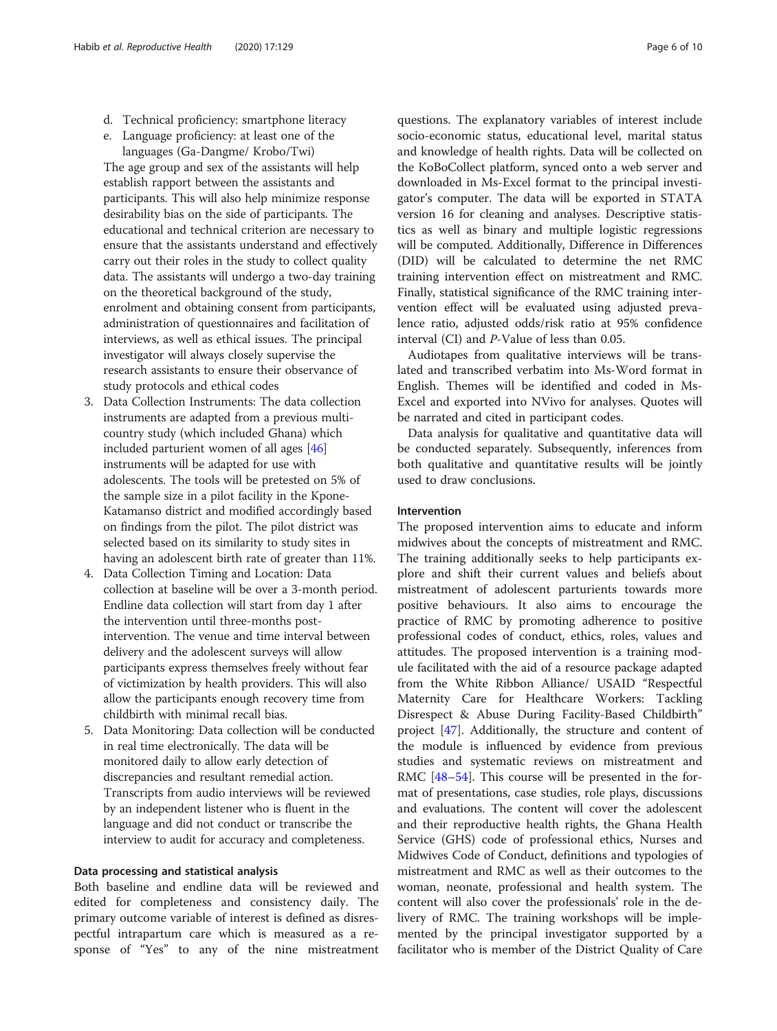d. Technical proficiency: smartphone literacy
e. Language proficiency: at least one of the languages (Ga-Dangme/ Krobo/Twi)

The age group and sex of the assistants will help establish rapport between the assistants and participants. This will also help minimize response desirability bias on the side of participants. The educational and technical criterion are necessary to ensure that the assistants understand and effectively carry out their roles in the study to collect quality data. The assistants will undergo a two-day training on the theoretical background of the study, enrolment and obtaining consent from participants, administration of questionnaires and facilitation of interviews, as well as ethical issues. The principal investigator will always closely supervise the research assistants to ensure their observance of study protocols and ethical codes

3. Data Collection Instruments: The data collection instruments are adapted from a previous multi-country study (which included Ghana) which included parturient women of all ages [46] instruments will be adapted for use with adolescents. The tools will be pretested on 5% of the sample size in a pilot facility in the Kpone-Katamanso district and modified accordingly based on findings from the pilot. The pilot district was selected based on its similarity to study sites in having an adolescent birth rate of greater than 11%.
4. Data Collection Timing and Location: Data collection at baseline will be over a 3-month period. Endline data collection will start from day 1 after the intervention until three-months post-intervention. The venue and time interval between delivery and the adolescent surveys will allow participants express themselves freely without fear of victimization by health providers. This will also allow the participants enough recovery time from childbirth with minimal recall bias.
5. Data Monitoring: Data collection will be conducted in real time electronically. The data will be monitored daily to allow early detection of discrepancies and resultant remedial action. Transcripts from audio interviews will be reviewed by an independent listener who is fluent in the language and did not conduct or transcribe the interview to audit for accuracy and completeness.

### Data processing and statistical analysis

Both baseline and endline data will be reviewed and edited for completeness and consistency daily. The primary outcome variable of interest is defined as disrespectful intrapartum care which is measured as a response of "Yes" to any of the nine mistreatment questions. The explanatory variables of interest include socio-economic status, educational level, marital status and knowledge of health rights. Data will be collected on the KoBoCollect platform, synced onto a web server and downloaded in Ms-Excel format to the principal investigator's computer. The data will be exported in STATA version 16 for cleaning and analyses. Descriptive statistics as well as binary and multiple logistic regressions will be computed. Additionally, Difference in Differences (DID) will be calculated to determine the net RMC training intervention effect on mistreatment and RMC. Finally, statistical significance of the RMC training intervention effect will be evaluated using adjusted prevalence ratio, adjusted odds/risk ratio at 95% confidence interval (CI) and *P*-Value of less than 0.05.

Audiotapes from qualitative interviews will be translated and transcribed verbatim into Ms-Word format in English. Themes will be identified and coded in Ms-Excel and exported into NVivo for analyses. Quotes will be narrated and cited in participant codes.

Data analysis for qualitative and quantitative data will be conducted separately. Subsequently, inferences from both qualitative and quantitative results will be jointly used to draw conclusions.

### Intervention

The proposed intervention aims to educate and inform midwives about the concepts of mistreatment and RMC. The training additionally seeks to help participants explore and shift their current values and beliefs about mistreatment of adolescent parturients towards more positive behaviours. It also aims to encourage the practice of RMC by promoting adherence to positive professional codes of conduct, ethics, roles, values and attitudes. The proposed intervention is a training module facilitated with the aid of a resource package adapted from the White Ribbon Alliance/ USAID "Respectful Maternity Care for Healthcare Workers: Tackling Disrespect & Abuse During Facility-Based Childbirth" project [47]. Additionally, the structure and content of the module is influenced by evidence from previous studies and systematic reviews on mistreatment and RMC [48–54]. This course will be presented in the format of presentations, case studies, role plays, discussions and evaluations. The content will cover the adolescent and their reproductive health rights, the Ghana Health Service (GHS) code of professional ethics, Nurses and Midwives Code of Conduct, definitions and typologies of mistreatment and RMC as well as their outcomes to the woman, neonate, professional and health system. The content will also cover the professionals' role in the delivery of RMC. The training workshops will be implemented by the principal investigator supported by a facilitator who is member of the District Quality of Care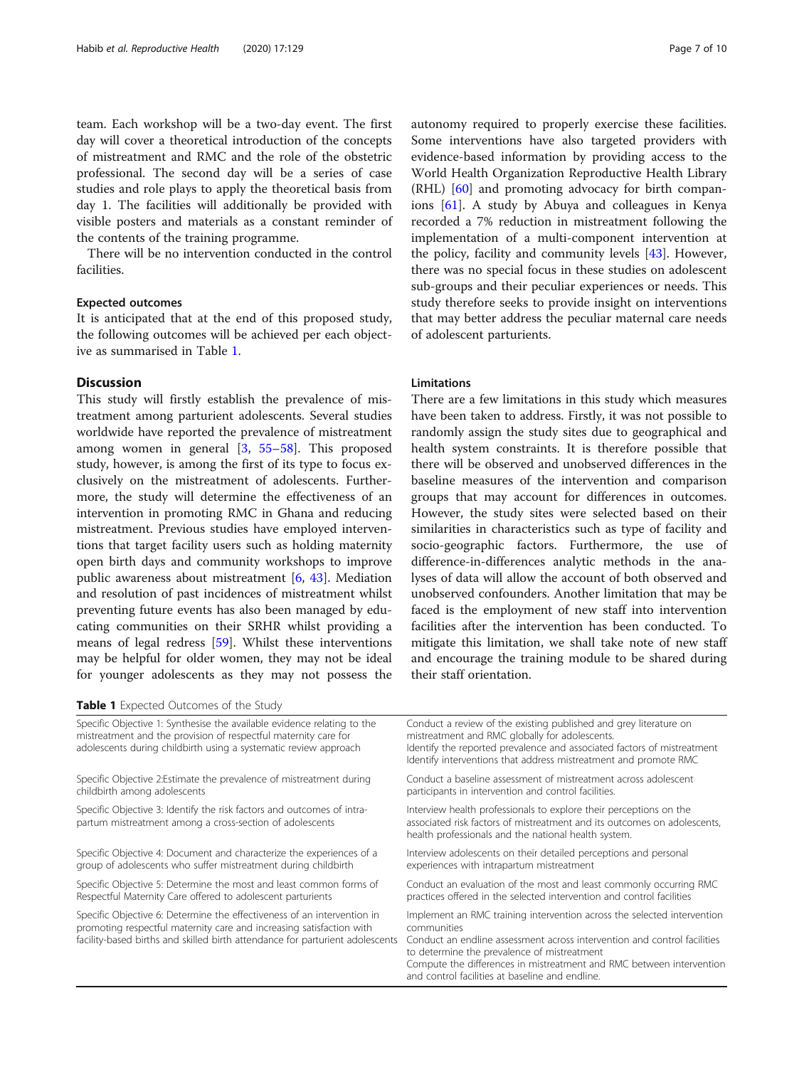team. Each workshop will be a two-day event. The first day will cover a theoretical introduction of the concepts of mistreatment and RMC and the role of the obstetric professional. The second day will be a series of case studies and role plays to apply the theoretical basis from day 1. The facilities will additionally be provided with visible posters and materials as a constant reminder of the contents of the training programme.

There will be no intervention conducted in the control facilities.

### Expected outcomes

It is anticipated that at the end of this proposed study, the following outcomes will be achieved per each objective as summarised in Table 1.

## Discussion

This study will firstly establish the prevalence of mistreatment among parturient adolescents. Several studies worldwide have reported the prevalence of mistreatment among women in general [3, 55–58]. This proposed study, however, is among the first of its type to focus exclusively on the mistreatment of adolescents. Furthermore, the study will determine the effectiveness of an intervention in promoting RMC in Ghana and reducing mistreatment. Previous studies have employed interventions that target facility users such as holding maternity open birth days and community workshops to improve public awareness about mistreatment [6, 43]. Mediation and resolution of past incidences of mistreatment whilst preventing future events has also been managed by educating communities on their SRHR whilst providing a means of legal redress [59]. Whilst these interventions may be helpful for older women, they may not be ideal for younger adolescents as they may not possess the autonomy required to properly exercise these facilities. Some interventions have also targeted providers with evidence-based information by providing access to the World Health Organization Reproductive Health Library (RHL) [60] and promoting advocacy for birth companions [61]. A study by Abuya and colleagues in Kenya recorded a 7% reduction in mistreatment following the implementation of a multi-component intervention at the policy, facility and community levels [43]. However, there was no special focus in these studies on adolescent sub-groups and their peculiar experiences or needs. This study therefore seeks to provide insight on interventions that may better address the peculiar maternal care needs of adolescent parturients.

### Limitations

There are a few limitations in this study which measures have been taken to address. Firstly, it was not possible to randomly assign the study sites due to geographical and health system constraints. It is therefore possible that there will be observed and unobserved differences in the baseline measures of the intervention and comparison groups that may account for differences in outcomes. However, the study sites were selected based on their similarities in characteristics such as type of facility and socio-geographic factors. Furthermore, the use of difference-in-differences analytic methods in the analyses of data will allow the account of both observed and unobserved confounders. Another limitation that may be faced is the employment of new staff into intervention facilities after the intervention has been conducted. To mitigate this limitation, we shall take note of new staff and encourage the training module to be shared during their staff orientation.

**Table 1** Expected Outcomes of the Study

| Specific Objective | Expected Outcome |
|---|---|
| Specific Objective 1: Synthesise the available evidence relating to the mistreatment and the provision of respectful maternity care for adolescents during childbirth using a systematic review approach | Conduct a review of the existing published and grey literature on mistreatment and RMC globally for adolescents.<br>Identify the reported prevalence and associated factors of mistreatment<br>Identify interventions that address mistreatment and promote RMC |
| Specific Objective 2:Estimate the prevalence of mistreatment during childbirth among adolescents | Conduct a baseline assessment of mistreatment across adolescent participants in intervention and control facilities. |
| Specific Objective 3: Identify the risk factors and outcomes of intra-partum mistreatment among a cross-section of adolescents | Interview health professionals to explore their perceptions on the associated risk factors of mistreatment and its outcomes on adolescents, health professionals and the national health system. |
| Specific Objective 4: Document and characterize the experiences of a group of adolescents who suffer mistreatment during childbirth | Interview adolescents on their detailed perceptions and personal experiences with intrapartum mistreatment |
| Specific Objective 5: Determine the most and least common forms of Respectful Maternity Care offered to adolescent parturients | Conduct an evaluation of the most and least commonly occurring RMC practices offered in the selected intervention and control facilities |
| Specific Objective 6: Determine the effectiveness of an intervention in promoting respectful maternity care and increasing satisfaction with facility-based births and skilled birth attendance for parturient adolescents | Implement an RMC training intervention across the selected intervention communities<br>Conduct an endline assessment across intervention and control facilities to determine the prevalence of mistreatment<br>Compute the differences in mistreatment and RMC between intervention and control facilities at baseline and endline. |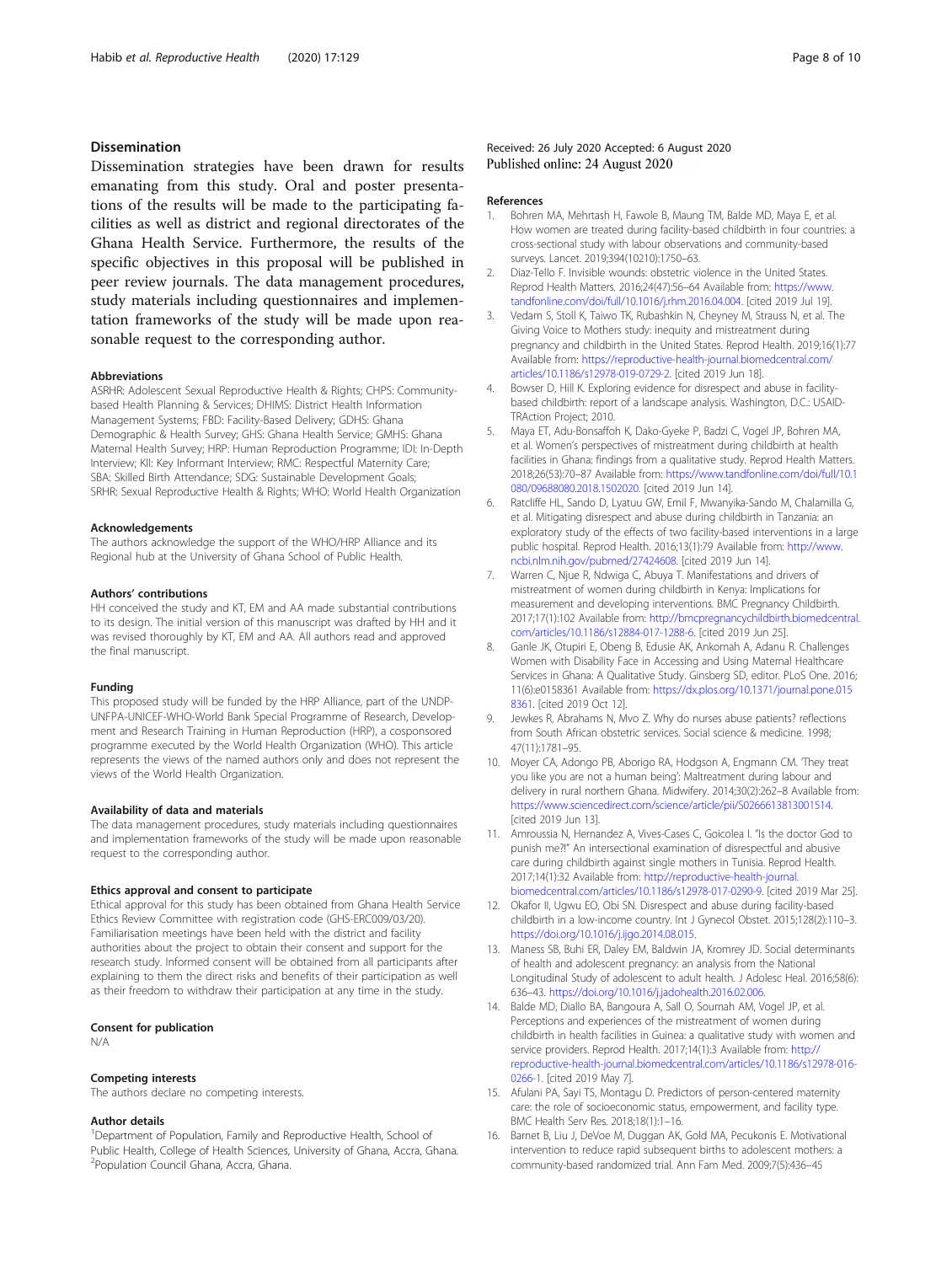## Dissemination

Dissemination strategies have been drawn for results emanating from this study. Oral and poster presentations of the results will be made to the participating facilities as well as district and regional directorates of the Ghana Health Service. Furthermore, the results of the specific objectives in this proposal will be published in peer review journals. The data management procedures, study materials including questionnaires and implementation frameworks of the study will be made upon reasonable request to the corresponding author.

### Abbreviations

ASRHR: Adolescent Sexual Reproductive Health & Rights; CHPS: Community-based Health Planning & Services; DHIMS: District Health Information Management Systems; FBD: Facility-Based Delivery; GDHS: Ghana Demographic & Health Survey; GHS: Ghana Health Service; GMHS: Ghana Maternal Health Survey; HRP: Human Reproduction Programme; IDI: In-Depth Interview; KII: Key Informant Interview; RMC: Respectful Maternity Care; SBA: Skilled Birth Attendance; SDG: Sustainable Development Goals; SRHR: Sexual Reproductive Health & Rights; WHO: World Health Organization

### Acknowledgements

The authors acknowledge the support of the WHO/HRP Alliance and its Regional hub at the University of Ghana School of Public Health.

### Authors' contributions

HH conceived the study and KT, EM and AA made substantial contributions to its design. The initial version of this manuscript was drafted by HH and it was revised thoroughly by KT, EM and AA. All authors read and approved the final manuscript.

### Funding

This proposed study will be funded by the HRP Alliance, part of the UNDP-UNFPA-UNICEF-WHO-World Bank Special Programme of Research, Development and Research Training in Human Reproduction (HRP), a cosponsored programme executed by the World Health Organization (WHO). This article represents the views of the named authors only and does not represent the views of the World Health Organization.

### Availability of data and materials

The data management procedures, study materials including questionnaires and implementation frameworks of the study will be made upon reasonable request to the corresponding author.

### Ethics approval and consent to participate

Ethical approval for this study has been obtained from Ghana Health Service Ethics Review Committee with registration code (GHS-ERC009/03/20). Familiarisation meetings have been held with the district and facility authorities about the project to obtain their consent and support for the research study. Informed consent will be obtained from all participants after explaining to them the direct risks and benefits of their participation as well as their freedom to withdraw their participation at any time in the study.

### Consent for publication

N/A

### Competing interests

The authors declare no competing interests.

### Author details

[1]Department of Population, Family and Reproductive Health, School of Public Health, College of Health Sciences, University of Ghana, Accra, Ghana. [2]Population Council Ghana, Accra, Ghana.

Received: 26 July 2020 Accepted: 6 August 2020
Published online: 24 August 2020

### References

1. Bohren MA, Mehrtash H, Fawole B, Maung TM, Balde MD, Maya E, et al. How women are treated during facility-based childbirth in four countries: a cross-sectional study with labour observations and community-based surveys. Lancet. 2019;394(10210):1750–63.
2. Diaz-Tello F. Invisible wounds: obstetric violence in the United States. Reprod Health Matters. 2016;24(47):56–64 Available from: https://www.tandfonline.com/doi/full/10.1016/j.rhm.2016.04.004. [cited 2019 Jul 19].
3. Vedam S, Stoll K, Taiwo TK, Rubashkin N, Cheyney M, Strauss N, et al. The Giving Voice to Mothers study: inequity and mistreatment during pregnancy and childbirth in the United States. Reprod Health. 2019;16(1):77 Available from: https://reproductive-health-journal.biomedcentral.com/articles/10.1186/s12978-019-0729-2. [cited 2019 Jun 18].
4. Bowser D, Hill K. Exploring evidence for disrespect and abuse in facility-based childbirth: report of a landscape analysis. Washington, D.C.: USAID-TRAction Project; 2010.
5. Maya ET, Adu-Bonsaffoh K, Dako-Gyeke P, Badzi C, Vogel JP, Bohren MA, et al. Women's perspectives of mistreatment during childbirth at health facilities in Ghana: findings from a qualitative study. Reprod Health Matters. 2018;26(53):70–87 Available from: https://www.tandfonline.com/doi/full/10.1080/09688080.2018.1502020. [cited 2019 Jun 14].
6. Ratcliffe HL, Sando D, Lyatuu GW, Emil F, Mwanyika-Sando M, Chalamilla G, et al. Mitigating disrespect and abuse during childbirth in Tanzania: an exploratory study of the effects of two facility-based interventions in a large public hospital. Reprod Health. 2016;13(1):79 Available from: http://www.ncbi.nlm.nih.gov/pubmed/27424608. [cited 2019 Jun 14].
7. Warren C, Njue R, Ndwiga C, Abuya T. Manifestations and drivers of mistreatment of women during childbirth in Kenya: Implications for measurement and developing interventions. BMC Pregnancy Childbirth. 2017;17(1):102 Available from: http://bmcpregnancychildbirth.biomedcentral.com/articles/10.1186/s12884-017-1288-6. [cited 2019 Jun 25].
8. Ganle JK, Otupiri E, Obeng B, Edusie AK, Ankomah A, Adanu R. Challenges Women with Disability Face in Accessing and Using Maternal Healthcare Services in Ghana: A Qualitative Study. Ginsberg SD, editor. PLoS One. 2016; 11(6):e0158361 Available from: https://dx.plos.org/10.1371/journal.pone.0158361. [cited 2019 Oct 12].
9. Jewkes R, Abrahams N, Mvo Z. Why do nurses abuse patients? reflections from South African obstetric services. Social science & medicine. 1998; 47(11):1781–95.
10. Moyer CA, Adongo PB, Aborigo RA, Hodgson A, Engmann CM. 'They treat you like you are not a human being': Maltreatment during labour and delivery in rural northern Ghana. Midwifery. 2014;30(2):262–8 Available from: https://www.sciencedirect.com/science/article/pii/S0266613813001514. [cited 2019 Jun 13].
11. Amroussia N, Hernandez A, Vives-Cases C, Goicolea I. "Is the doctor God to punish me?!" An intersectional examination of disrespectful and abusive care during childbirth against single mothers in Tunisia. Reprod Health. 2017;14(1):32 Available from: http://reproductive-health-journal.biomedcentral.com/articles/10.1186/s12978-017-0290-9. [cited 2019 Mar 25].
12. Okafor II, Ugwu EO, Obi SN. Disrespect and abuse during facility-based childbirth in a low-income country. Int J Gynecol Obstet. 2015;128(2):110–3. https://doi.org/10.1016/j.ijgo.2014.08.015.
13. Maness SB, Buhi ER, Daley EM, Baldwin JA, Kromrey JD. Social determinants of health and adolescent pregnancy: an analysis from the National Longitudinal Study of adolescent to adult health. J Adolesc Heal. 2016;58(6): 636–43. https://doi.org/10.1016/j.jadohealth.2016.02.006.
14. Balde MD, Diallo BA, Bangoura A, Sall O, Soumah AM, Vogel JP, et al. Perceptions and experiences of the mistreatment of women during childbirth in health facilities in Guinea: a qualitative study with women and service providers. Reprod Health. 2017;14(1):3 Available from: http://reproductive-health-journal.biomedcentral.com/articles/10.1186/s12978-016-0266-1. [cited 2019 May 7].
15. Afulani PA, Sayi TS, Montagu D. Predictors of person-centered maternity care: the role of socioeconomic status, empowerment, and facility type. BMC Health Serv Res. 2018;18(1):1–16.
16. Barnet B, Liu J, DeVoe M, Duggan AK, Gold MA, Pecukonis E. Motivational intervention to reduce rapid subsequent births to adolescent mothers: a community-based randomized trial. Ann Fam Med. 2009;7(5):436–45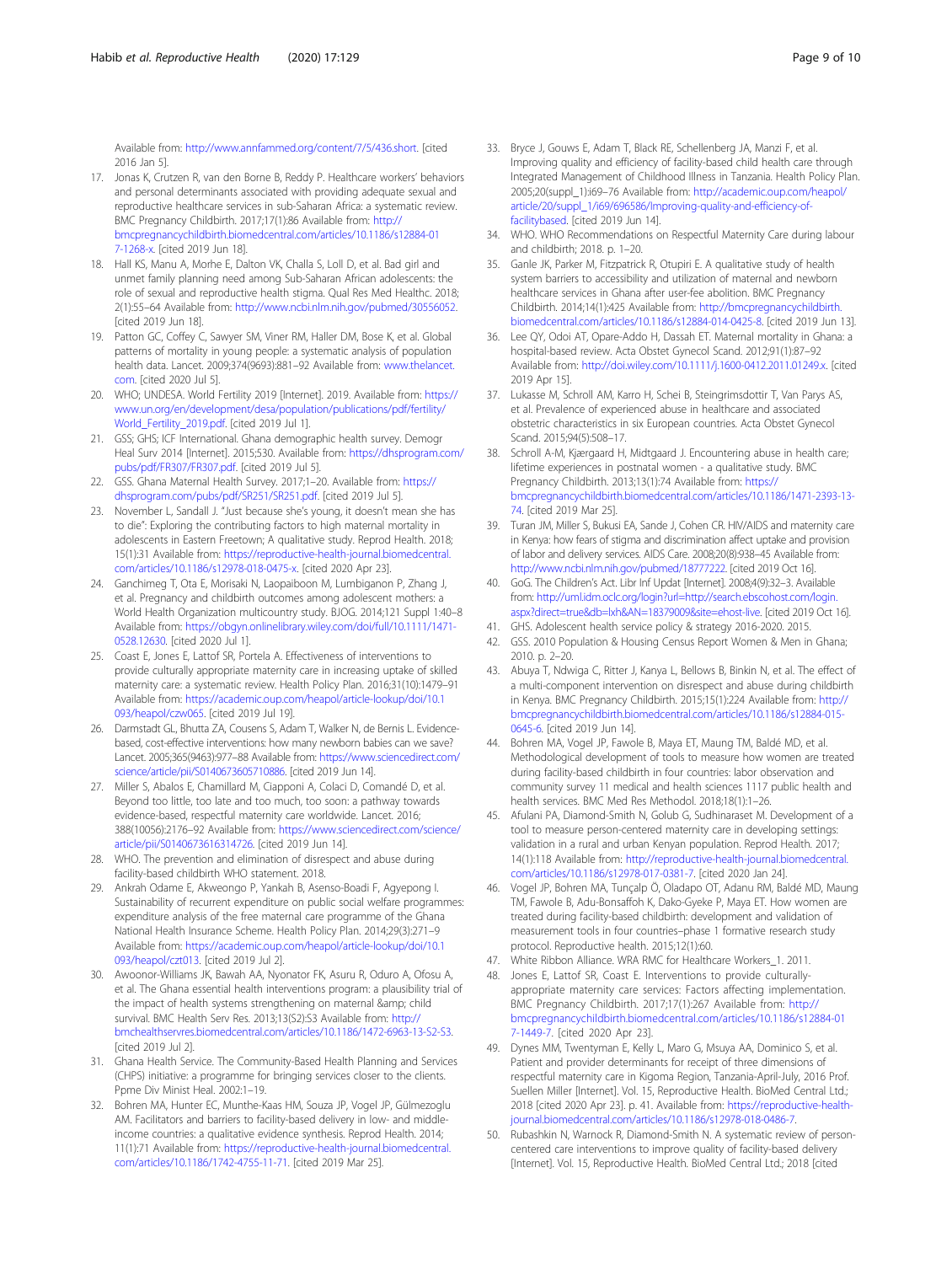Available from: http://www.annfammed.org/content/7/5/436.short. [cited 2016 Jan 5].

17. Jonas K, Crutzen R, van den Borne B, Reddy P. Healthcare workers' behaviors and personal determinants associated with providing adequate sexual and reproductive healthcare services in sub-Saharan Africa: a systematic review. BMC Pregnancy Childbirth. 2017;17(1):86 Available from: http://bmcpregnancychildbirth.biomedcentral.com/articles/10.1186/s12884-017-1268-x. [cited 2019 Jun 18].
18. Hall KS, Manu A, Morhe E, Dalton VK, Challa S, Loll D, et al. Bad girl and unmet family planning need among Sub-Saharan African adolescents: the role of sexual and reproductive health stigma. Qual Res Med Healthc. 2018; 2(1):55–64 Available from: http://www.ncbi.nlm.nih.gov/pubmed/30556052. [cited 2019 Jun 18].
19. Patton GC, Coffey C, Sawyer SM, Viner RM, Haller DM, Bose K, et al. Global patterns of mortality in young people: a systematic analysis of population health data. Lancet. 2009;374(9693):881–92 Available from: www.thelancet.com. [cited 2020 Jul 5].
20. WHO; UNDESA. World Fertility 2019 [Internet]. 2019. Available from: https://www.un.org/en/development/desa/population/publications/pdf/fertility/World_Fertility_2019.pdf. [cited 2019 Jul 1].
21. GSS; GHS; ICF International. Ghana demographic health survey. Demogr Heal Surv 2014 [Internet]. 2015;530. Available from: https://dhsprogram.com/pubs/pdf/FR307/FR307.pdf. [cited 2019 Jul 5].
22. GSS. Ghana Maternal Health Survey. 2017;1–20. Available from: https://dhsprogram.com/pubs/pdf/SR251/SR251.pdf. [cited 2019 Jul 5].
23. November L, Sandall J. "Just because she's young, it doesn't mean she has to die": Exploring the contributing factors to high maternal mortality in adolescents in Eastern Freetown; A qualitative study. Reprod Health. 2018; 15(1):31 Available from: https://reproductive-health-journal.biomedcentral.com/articles/10.1186/s12978-018-0475-x. [cited 2020 Apr 23].
24. Ganchimeg T, Ota E, Morisaki N, Laopaiboon M, Lumbiganon P, Zhang J, et al. Pregnancy and childbirth outcomes among adolescent mothers: a World Health Organization multicountry study. BJOG. 2014;121 Suppl 1:40–8 Available from: https://obgyn.onlinelibrary.wiley.com/doi/full/10.1111/1471-0528.12630. [cited 2020 Jul 1].
25. Coast E, Jones E, Lattof SR, Portela A. Effectiveness of interventions to provide culturally appropriate maternity care in increasing uptake of skilled maternity care: a systematic review. Health Policy Plan. 2016;31(10):1479–91 Available from: https://academic.oup.com/heapol/article-lookup/doi/10.1093/heapol/czw065. [cited 2019 Jul 19].
26. Darmstadt GL, Bhutta ZA, Cousens S, Adam T, Walker N, de Bernis L. Evidence-based, cost-effective interventions: how many newborn babies can we save? Lancet. 2005;365(9463):977–88 Available from: https://www.sciencedirect.com/science/article/pii/S0140673605710886. [cited 2019 Jun 14].
27. Miller S, Abalos E, Chamillard M, Ciapponi A, Colaci D, Comandé D, et al. Beyond too little, too late and too much, too soon: a pathway towards evidence-based, respectful maternity care worldwide. Lancet. 2016; 388(10056):2176–92 Available from: https://www.sciencedirect.com/science/article/pii/S0140673616314726. [cited 2019 Jun 14].
28. WHO. The prevention and elimination of disrespect and abuse during facility-based childbirth WHO statement. 2018.
29. Ankrah Odame E, Akweongo P, Yankah B, Asenso-Boadi F, Agyepong I. Sustainability of recurrent expenditure on public social welfare programmes: expenditure analysis of the free maternal care programme of the Ghana National Health Insurance Scheme. Health Policy Plan. 2014;29(3):271–9 Available from: https://academic.oup.com/heapol/article-lookup/doi/10.1093/heapol/czt013. [cited 2019 Jul 2].
30. Awoonor-Williams JK, Bawah AA, Nyonator FK, Asuru R, Oduro A, Ofosu A, et al. The Ghana essential health interventions program: a plausibility trial of the impact of health systems strengthening on maternal &amp; child survival. BMC Health Serv Res. 2013;13(S2):S3 Available from: http://bmchealthservres.biomedcentral.com/articles/10.1186/1472-6963-13-S2-S3. [cited 2019 Jul 2].
31. Ghana Health Service. The Community-Based Health Planning and Services (CHPS) initiative: a programme for bringing services closer to the clients. Ppme Div Minist Heal. 2002:1–19.
32. Bohren MA, Hunter EC, Munthe-Kaas HM, Souza JP, Vogel JP, Gülmezoglu AM. Facilitators and barriers to facility-based delivery in low- and middle-income countries: a qualitative evidence synthesis. Reprod Health. 2014; 11(1):71 Available from: https://reproductive-health-journal.biomedcentral.com/articles/10.1186/1742-4755-11-71. [cited 2019 Mar 25].
33. Bryce J, Gouws E, Adam T, Black RE, Schellenberg JA, Manzi F, et al. Improving quality and efficiency of facility-based child health care through Integrated Management of Childhood Illness in Tanzania. Health Policy Plan. 2005;20(suppl_1):i69–76 Available from: http://academic.oup.com/heapol/article/20/suppl_1/i69/696586/Improving-quality-and-efficiency-of-facilitybased. [cited 2019 Jun 14].
34. WHO. WHO Recommendations on Respectful Maternity Care during labour and childbirth; 2018. p. 1–20.
35. Ganle JK, Parker M, Fitzpatrick R, Otupiri E. A qualitative study of health system barriers to accessibility and utilization of maternal and newborn healthcare services in Ghana after user-fee abolition. BMC Pregnancy Childbirth. 2014;14(1):425 Available from: http://bmcpregnancychildbirth.biomedcentral.com/articles/10.1186/s12884-014-0425-8. [cited 2019 Jun 13].
36. Lee QY, Odoi AT, Opare-Addo H, Dassah ET. Maternal mortality in Ghana: a hospital-based review. Acta Obstet Gynecol Scand. 2012;91(1):87–92 Available from: http://doi.wiley.com/10.1111/j.1600-0412.2011.01249.x. [cited 2019 Apr 15].
37. Lukasse M, Schroll AM, Karro H, Schei B, Steingrimsdottir T, Van Parys AS, et al. Prevalence of experienced abuse in healthcare and associated obstetric characteristics in six European countries. Acta Obstet Gynecol Scand. 2015;94(5):508–17.
38. Schroll A-M, Kjærgaard H, Midtgaard J. Encountering abuse in health care; lifetime experiences in postnatal women - a qualitative study. BMC Pregnancy Childbirth. 2013;13(1):74 Available from: https://bmcpregnancychildbirth.biomedcentral.com/articles/10.1186/1471-2393-13-74. [cited 2019 Mar 25].
39. Turan JM, Miller S, Bukusi EA, Sande J, Cohen CR. HIV/AIDS and maternity care in Kenya: how fears of stigma and discrimination affect uptake and provision of labor and delivery services. AIDS Care. 2008;20(8):938–45 Available from: http://www.ncbi.nlm.nih.gov/pubmed/18777222. [cited 2019 Oct 16].
40. GoG. The Children's Act. Libr Inf Updat [Internet]. 2008;4(9):32–3. Available from: http://uml.idm.oclc.org/login?url=http://search.ebscohost.com/login.aspx?direct=true&db=lxh&AN=18379009&site=ehost-live. [cited 2019 Oct 16].
41. GHS. Adolescent health service policy & strategy 2016-2020. 2015.
42. GSS. 2010 Population & Housing Census Report Women & Men in Ghana; 2010. p. 2–20.
43. Abuya T, Ndwiga C, Ritter J, Kanya L, Bellows B, Binkin N, et al. The effect of a multi-component intervention on disrespect and abuse during childbirth in Kenya. BMC Pregnancy Childbirth. 2015;15(1):224 Available from: http://bmcpregnancychildbirth.biomedcentral.com/articles/10.1186/s12884-015-0645-6. [cited 2019 Jun 14].
44. Bohren MA, Vogel JP, Fawole B, Maya ET, Maung TM, Baldé MD, et al. Methodological development of tools to measure how women are treated during facility-based childbirth in four countries: labor observation and community survey 11 medical and health sciences 1117 public health and health services. BMC Med Res Methodol. 2018;18(1):1–26.
45. Afulani PA, Diamond-Smith N, Golub G, Sudhinaraset M. Development of a tool to measure person-centered maternity care in developing settings: validation in a rural and urban Kenyan population. Reprod Health. 2017; 14(1):118 Available from: http://reproductive-health-journal.biomedcentral.com/articles/10.1186/s12978-017-0381-7. [cited 2020 Jan 24].
46. Vogel JP, Bohren MA, Tunçalp Ö, Oladapo OT, Adanu RM, Baldé MD, Maung TM, Fawole B, Adu-Bonsaffoh K, Dako-Gyeke P, Maya ET. How women are treated during facility-based childbirth: development and validation of measurement tools in four countries–phase 1 formative research study protocol. Reproductive health. 2015;12(1):60.
47. White Ribbon Alliance. WRA RMC for Healthcare Workers_1. 2011.
48. Jones E, Lattof SR, Coast E. Interventions to provide culturally-appropriate maternity care services: Factors affecting implementation. BMC Pregnancy Childbirth. 2017;17(1):267 Available from: http://bmcpregnancychildbirth.biomedcentral.com/articles/10.1186/s12884-017-1449-7. [cited 2020 Apr 23].
49. Dynes MM, Twentyman E, Kelly L, Maro G, Msuya AA, Dominico S, et al. Patient and provider determinants for receipt of three dimensions of respectful maternity care in Kigoma Region, Tanzania-April-July, 2016 Prof. Suellen Miller [Internet]. Vol. 15, Reproductive Health. BioMed Central Ltd.; 2018 [cited 2020 Apr 23]. p. 41. Available from: https://reproductive-health-journal.biomedcentral.com/articles/10.1186/s12978-018-0486-7.
50. Rubashkin N, Warnock R, Diamond-Smith N. A systematic review of person-centered care interventions to improve quality of facility-based delivery [Internet]. Vol. 15, Reproductive Health. BioMed Central Ltd.; 2018 [cited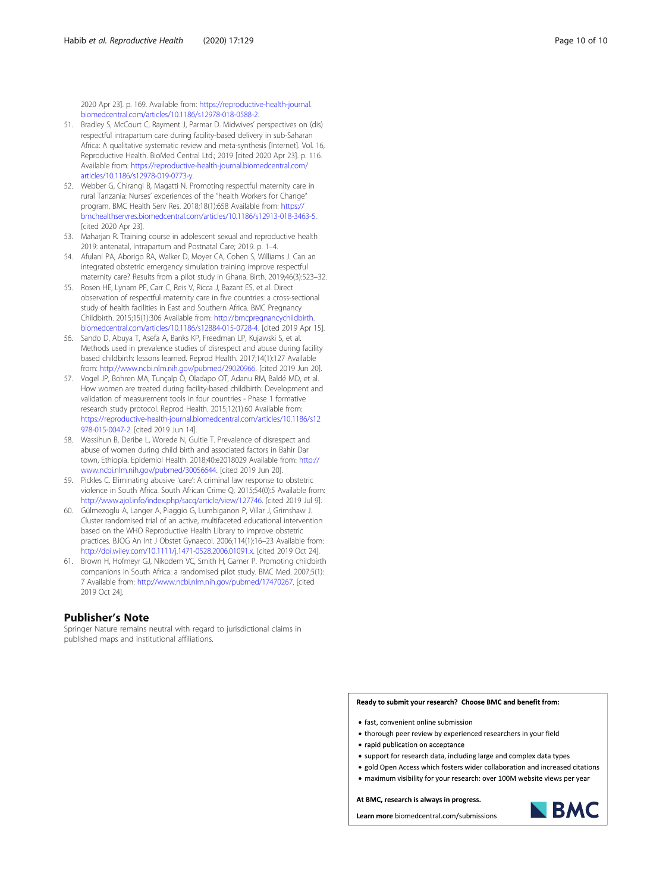2020 Apr 23]. p. 169. Available from: https://reproductive-health-journal.biomedcentral.com/articles/10.1186/s12978-018-0588-2.

51. Bradley S, McCourt C, Rayment J, Parmar D. Midwives' perspectives on (dis) respectful intrapartum care during facility-based delivery in sub-Saharan Africa: A qualitative systematic review and meta-synthesis [Internet]. Vol. 16, Reproductive Health. BioMed Central Ltd.; 2019 [cited 2020 Apr 23]. p. 116. Available from: https://reproductive-health-journal.biomedcentral.com/articles/10.1186/s12978-019-0773-y.
52. Webber G, Chirangi B, Magatti N. Promoting respectful maternity care in rural Tanzania: Nurses' experiences of the "health Workers for Change" program. BMC Health Serv Res. 2018;18(1):658 Available from: https://bmchealthservres.biomedcentral.com/articles/10.1186/s12913-018-3463-5. [cited 2020 Apr 23].
53. Maharjan R. Training course in adolescent sexual and reproductive health 2019: antenatal, Intrapartum and Postnatal Care; 2019. p. 1–4.
54. Afulani PA, Aborigo RA, Walker D, Moyer CA, Cohen S, Williams J. Can an integrated obstetric emergency simulation training improve respectful maternity care? Results from a pilot study in Ghana. Birth. 2019;46(3):523–32.
55. Rosen HE, Lynam PF, Carr C, Reis V, Ricca J, Bazant ES, et al. Direct observation of respectful maternity care in five countries: a cross-sectional study of health facilities in East and Southern Africa. BMC Pregnancy Childbirth. 2015;15(1):306 Available from: http://bmcpregnancychildbirth.biomedcentral.com/articles/10.1186/s12884-015-0728-4. [cited 2019 Apr 15].
56. Sando D, Abuya T, Asefa A, Banks KP, Freedman LP, Kujawski S, et al. Methods used in prevalence studies of disrespect and abuse during facility based childbirth: lessons learned. Reprod Health. 2017;14(1):127 Available from: http://www.ncbi.nlm.nih.gov/pubmed/29020966. [cited 2019 Jun 20].
57. Vogel JP, Bohren MA, Tunçalp Ö, Oladapo OT, Adanu RM, Baldé MD, et al. How women are treated during facility-based childbirth: Development and validation of measurement tools in four countries - Phase 1 formative research study protocol. Reprod Health. 2015;12(1):60 Available from: https://reproductive-health-journal.biomedcentral.com/articles/10.1186/s12978-015-0047-2. [cited 2019 Jun 14].
58. Wassihun B, Deribe L, Worede N, Gultie T. Prevalence of disrespect and abuse of women during child birth and associated factors in Bahir Dar town, Ethiopia. Epidemiol Health. 2018;40:e2018029 Available from: http://www.ncbi.nlm.nih.gov/pubmed/30056644. [cited 2019 Jun 20].
59. Pickles C. Eliminating abusive 'care': A criminal law response to obstetric violence in South Africa. South African Crime Q. 2015;54(0):5 Available from: http://www.ajol.info/index.php/sacq/article/view/127746. [cited 2019 Jul 9].
60. Gülmezoglu A, Langer A, Piaggio G, Lumbiganon P, Villar J, Grimshaw J. Cluster randomised trial of an active, multifaceted educational intervention based on the WHO Reproductive Health Library to improve obstetric practices. BJOG An Int J Obstet Gynaecol. 2006;114(1):16–23 Available from: http://doi.wiley.com/10.1111/j.1471-0528.2006.01091.x. [cited 2019 Oct 24].
61. Brown H, Hofmeyr GJ, Nikodem VC, Smith H, Garner P. Promoting childbirth companions in South Africa: a randomised pilot study. BMC Med. 2007;5(1):7 Available from: http://www.ncbi.nlm.nih.gov/pubmed/17470267. [cited 2019 Oct 24].

## Publisher's Note

Springer Nature remains neutral with regard to jurisdictional claims in published maps and institutional affiliations.

**Ready to submit your research? Choose BMC and benefit from:**

- fast, convenient online submission
- thorough peer review by experienced researchers in your field
- rapid publication on acceptance
- support for research data, including large and complex data types
- gold Open Access which fosters wider collaboration and increased citations
- maximum visibility for your research: over 100M website views per year

**At BMC, research is always in progress.**

**Learn more** biomedcentral.com/submissions

BMC